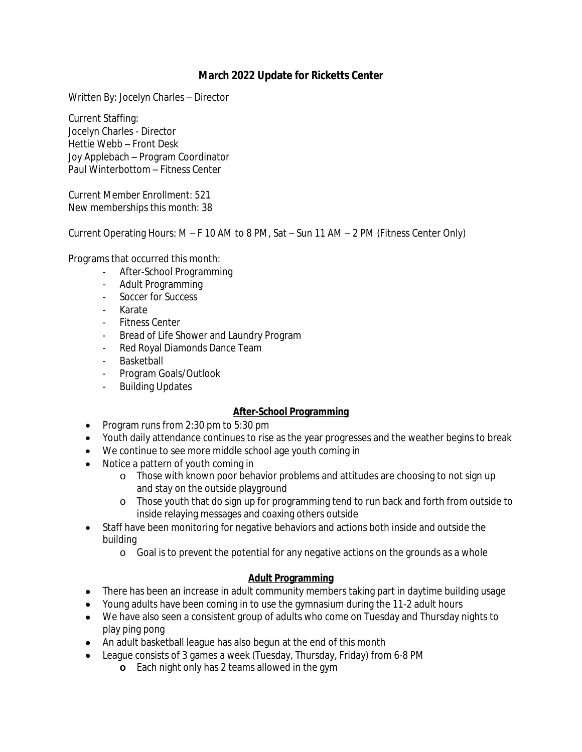# March 2022 Update for Ricketts Center

Written By: Jocelyn Charles – Director

Current Staffing:
Jocelyn Charles - Director
Hettie Webb – Front Desk
Joy Applebach – Program Coordinator
Paul Winterbottom – Fitness Center

Current Member Enrollment: 521
New memberships this month: 38

Current Operating Hours: M – F 10 AM to 8 PM, Sat – Sun 11 AM – 2 PM (Fitness Center Only)

Programs that occurred this month:

- After-School Programming
- Adult Programming
- Soccer for Success
- Karate
- Fitness Center
- Bread of Life Shower and Laundry Program
- Red Royal Diamonds Dance Team
- Basketball
- Program Goals/Outlook
- Building Updates

## After-School Programming

- Program runs from 2:30 pm to 5:30 pm
- Youth daily attendance continues to rise as the year progresses and the weather begins to break
- We continue to see more middle school age youth coming in
- Notice a pattern of youth coming in
  - Those with known poor behavior problems and attitudes are choosing to not sign up and stay on the outside playground
  - Those youth that do sign up for programming tend to run back and forth from outside to inside relaying messages and coaxing others outside
- Staff have been monitoring for negative behaviors and actions both inside and outside the building
  - Goal is to prevent the potential for any negative actions on the grounds as a whole

## Adult Programming

- There has been an increase in adult community members taking part in daytime building usage
- Young adults have been coming in to use the gymnasium during the 11-2 adult hours
- We have also seen a consistent group of adults who come on Tuesday and Thursday nights to play ping pong
- An adult basketball league has also begun at the end of this month
- League consists of 3 games a week (Tuesday, Thursday, Friday) from 6-8 PM
  - Each night only has 2 teams allowed in the gym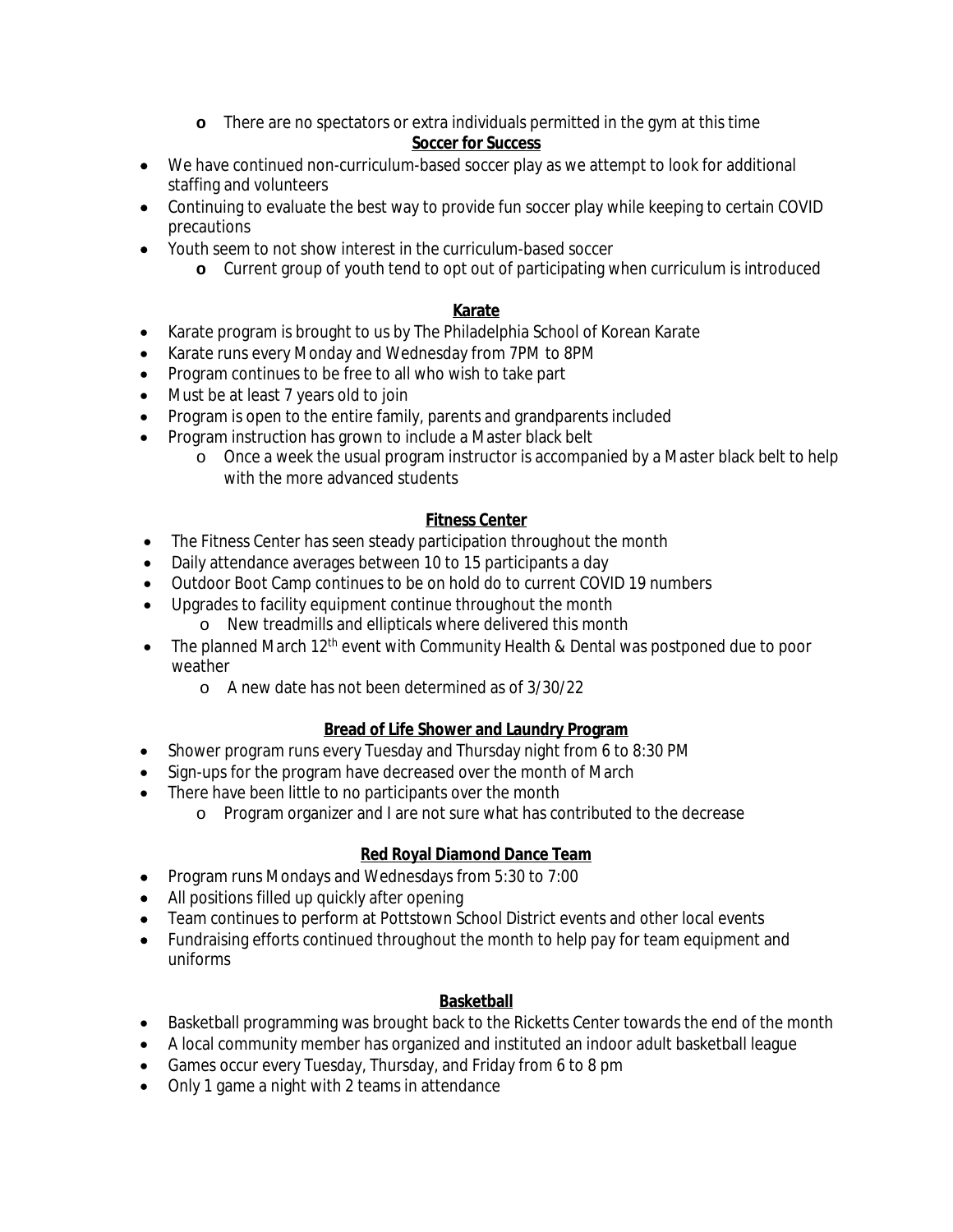- There are no spectators or extra individuals permitted in the gym at this time

**Soccer for Success**

- We have continued non-curriculum-based soccer play as we attempt to look for additional staffing and volunteers
- Continuing to evaluate the best way to provide fun soccer play while keeping to certain COVID precautions
- Youth seem to not show interest in the curriculum-based soccer
  - Current group of youth tend to opt out of participating when curriculum is introduced

**Karate**

- Karate program is brought to us by The Philadelphia School of Korean Karate
- Karate runs every Monday and Wednesday from 7PM to 8PM
- Program continues to be free to all who wish to take part
- Must be at least 7 years old to join
- Program is open to the entire family, parents and grandparents included
- Program instruction has grown to include a Master black belt
  - Once a week the usual program instructor is accompanied by a Master black belt to help with the more advanced students

**Fitness Center**

- The Fitness Center has seen steady participation throughout the month
- Daily attendance averages between 10 to 15 participants a day
- Outdoor Boot Camp continues to be on hold do to current COVID 19 numbers
- Upgrades to facility equipment continue throughout the month
  - New treadmills and ellipticals where delivered this month
- The planned March 12th event with Community Health & Dental was postponed due to poor weather
  - A new date has not been determined as of 3/30/22

**Bread of Life Shower and Laundry Program**

- Shower program runs every Tuesday and Thursday night from 6 to 8:30 PM
- Sign-ups for the program have decreased over the month of March
- There have been little to no participants over the month
  - Program organizer and I are not sure what has contributed to the decrease

**Red Royal Diamond Dance Team**

- Program runs Mondays and Wednesdays from 5:30 to 7:00
- All positions filled up quickly after opening
- Team continues to perform at Pottstown School District events and other local events
- Fundraising efforts continued throughout the month to help pay for team equipment and uniforms

**Basketball**

- Basketball programming was brought back to the Ricketts Center towards the end of the month
- A local community member has organized and instituted an indoor adult basketball league
- Games occur every Tuesday, Thursday, and Friday from 6 to 8 pm
- Only 1 game a night with 2 teams in attendance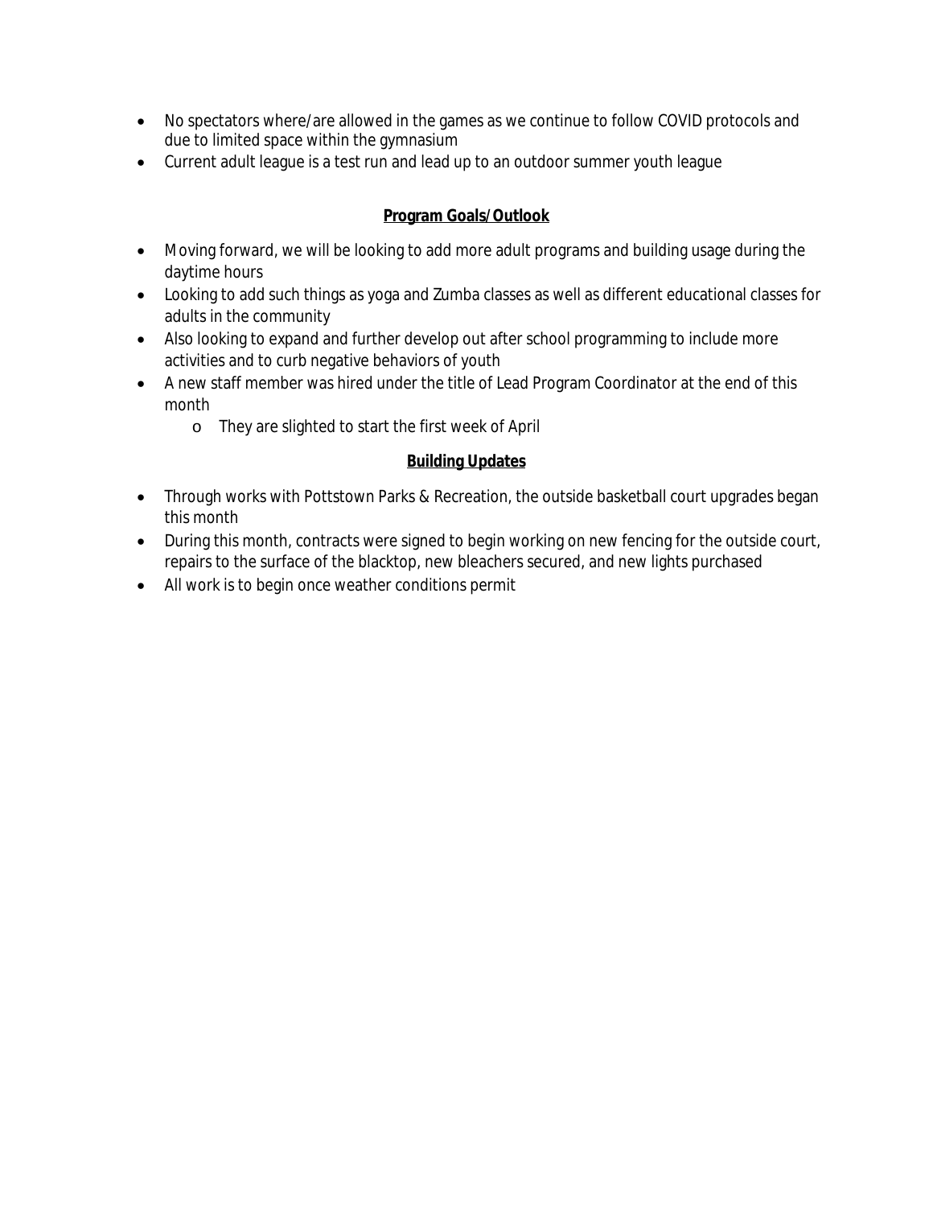- No spectators where/are allowed in the games as we continue to follow COVID protocols and due to limited space within the gymnasium
- Current adult league is a test run and lead up to an outdoor summer youth league

**Program Goals/Outlook**

- Moving forward, we will be looking to add more adult programs and building usage during the daytime hours
- Looking to add such things as yoga and Zumba classes as well as different educational classes for adults in the community
- Also looking to expand and further develop out after school programming to include more activities and to curb negative behaviors of youth
- A new staff member was hired under the title of Lead Program Coordinator at the end of this month
    - They are slighted to start the first week of April

**Building Updates**

- Through works with Pottstown Parks & Recreation, the outside basketball court upgrades began this month
- During this month, contracts were signed to begin working on new fencing for the outside court, repairs to the surface of the blacktop, new bleachers secured, and new lights purchased
- All work is to begin once weather conditions permit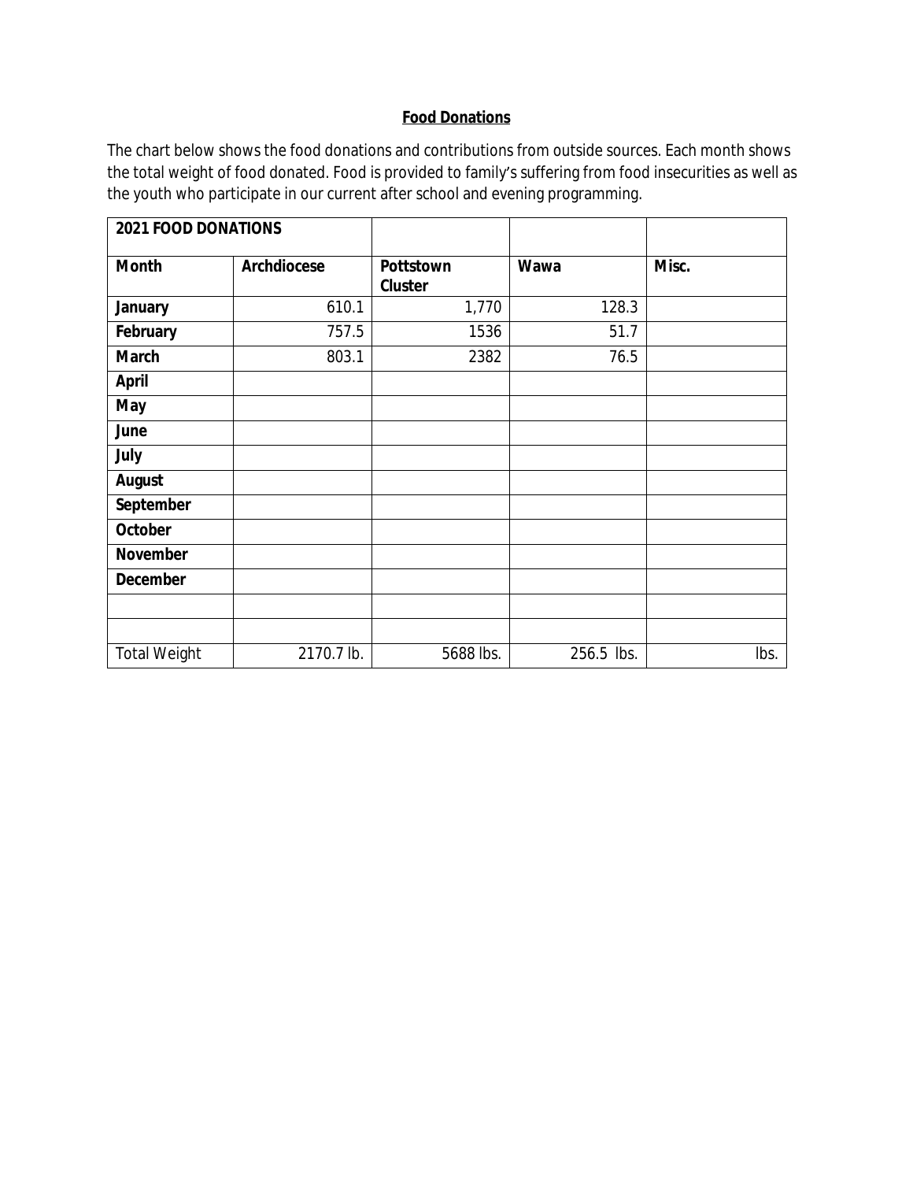**Food Donations**

The chart below shows the food donations and contributions from outside sources. Each month shows the total weight of food donated. Food is provided to family's suffering from food insecurities as well as the youth who participate in our current after school and evening programming.

| **2021 FOOD DONATIONS** | | | | |
|---|---|---|---|---|
| **Month** | **Archdiocese** | **Pottstown Cluster** | **Wawa** | **Misc.** |
| **January** | 610.1 | 1,770 | 128.3 | |
| **February** | 757.5 | 1536 | 51.7 | |
| **March** | 803.1 | 2382 | 76.5 | |
| **April** | | | | |
| **May** | | | | |
| **June** | | | | |
| **July** | | | | |
| **August** | | | | |
| **September** | | | | |
| **October** | | | | |
| **November** | | | | |
| **December** | | | | |
| | | | | |
| | | | | |
| Total Weight | 2170.7 lb. | 5688 lbs. | 256.5 lbs. | lbs. |